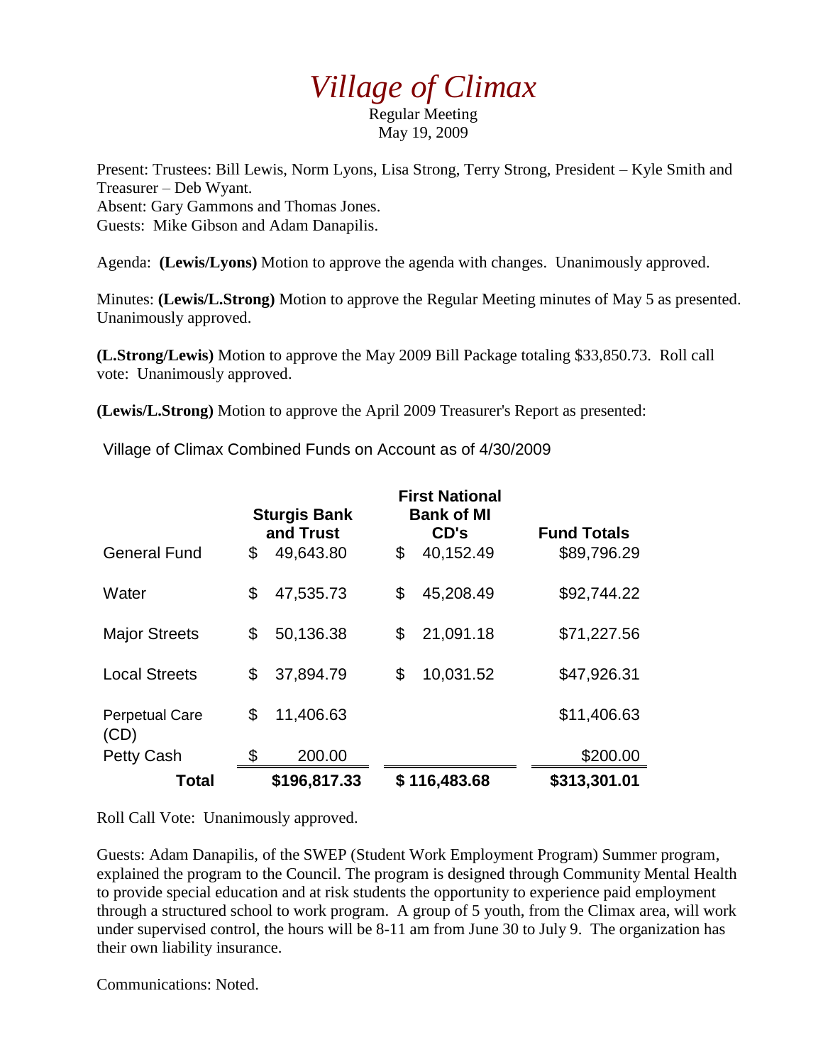# *Village of Climax*

Regular Meeting
May 19, 2009

Present: Trustees: Bill Lewis, Norm Lyons, Lisa Strong, Terry Strong, President – Kyle Smith and Treasurer – Deb Wyant.
Absent: Gary Gammons and Thomas Jones.
Guests: Mike Gibson and Adam Danapilis.

Agenda: **(Lewis/Lyons)** Motion to approve the agenda with changes. Unanimously approved.

Minutes: **(Lewis/L.Strong)** Motion to approve the Regular Meeting minutes of May 5 as presented. Unanimously approved.

**(L.Strong/Lewis)** Motion to approve the May 2009 Bill Package totaling $33,850.73. Roll call vote: Unanimously approved.

**(Lewis/L.Strong)** Motion to approve the April 2009 Treasurer's Report as presented:

Village of Climax Combined Funds on Account as of 4/30/2009

| | **Sturgis Bank and Trust** | **First National Bank of MI CD's** | **Fund Totals** |
|---|---|---|---|
| General Fund | $ 49,643.80 | $ 40,152.49 | $89,796.29 |
| Water | $ 47,535.73 | $ 45,208.49 | $92,744.22 |
| Major Streets | $ 50,136.38 | $ 21,091.18 | $71,227.56 |
| Local Streets | $ 37,894.79 | $ 10,031.52 | $47,926.31 |
| Perpetual Care (CD) | $ 11,406.63 | | $11,406.63 |
| Petty Cash | $ 200.00 | | $200.00 |
| **Total** | **$196,817.33** | **$ 116,483.68** | **$313,301.01** |

Roll Call Vote: Unanimously approved.

Guests: Adam Danapilis, of the SWEP (Student Work Employment Program) Summer program, explained the program to the Council. The program is designed through Community Mental Health to provide special education and at risk students the opportunity to experience paid employment through a structured school to work program. A group of 5 youth, from the Climax area, will work under supervised control, the hours will be 8-11 am from June 30 to July 9. The organization has their own liability insurance.

Communications: Noted.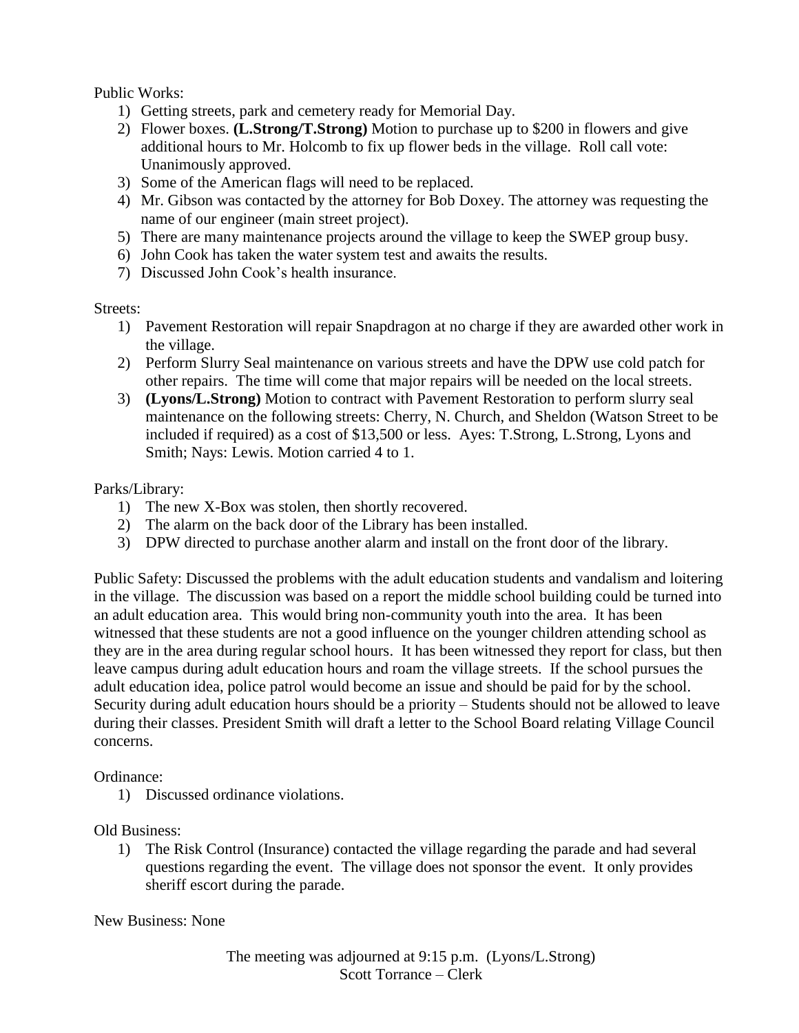Public Works:

1) Getting streets, park and cemetery ready for Memorial Day.
2) Flower boxes. **(L.Strong/T.Strong)** Motion to purchase up to $200 in flowers and give additional hours to Mr. Holcomb to fix up flower beds in the village. Roll call vote: Unanimously approved.
3) Some of the American flags will need to be replaced.
4) Mr. Gibson was contacted by the attorney for Bob Doxey. The attorney was requesting the name of our engineer (main street project).
5) There are many maintenance projects around the village to keep the SWEP group busy.
6) John Cook has taken the water system test and awaits the results.
7) Discussed John Cook's health insurance.

Streets:

1) Pavement Restoration will repair Snapdragon at no charge if they are awarded other work in the village.
2) Perform Slurry Seal maintenance on various streets and have the DPW use cold patch for other repairs. The time will come that major repairs will be needed on the local streets.
3) **(Lyons/L.Strong)** Motion to contract with Pavement Restoration to perform slurry seal maintenance on the following streets: Cherry, N. Church, and Sheldon (Watson Street to be included if required) as a cost of $13,500 or less. Ayes: T.Strong, L.Strong, Lyons and Smith; Nays: Lewis. Motion carried 4 to 1.

Parks/Library:

1) The new X-Box was stolen, then shortly recovered.
2) The alarm on the back door of the Library has been installed.
3) DPW directed to purchase another alarm and install on the front door of the library.

Public Safety: Discussed the problems with the adult education students and vandalism and loitering in the village. The discussion was based on a report the middle school building could be turned into an adult education area. This would bring non-community youth into the area. It has been witnessed that these students are not a good influence on the younger children attending school as they are in the area during regular school hours. It has been witnessed they report for class, but then leave campus during adult education hours and roam the village streets. If the school pursues the adult education idea, police patrol would become an issue and should be paid for by the school. Security during adult education hours should be a priority – Students should not be allowed to leave during their classes. President Smith will draft a letter to the School Board relating Village Council concerns.

Ordinance:

1) Discussed ordinance violations.

Old Business:

1) The Risk Control (Insurance) contacted the village regarding the parade and had several questions regarding the event. The village does not sponsor the event. It only provides sheriff escort during the parade.

New Business: None

The meeting was adjourned at 9:15 p.m. (Lyons/L.Strong)
Scott Torrance – Clerk